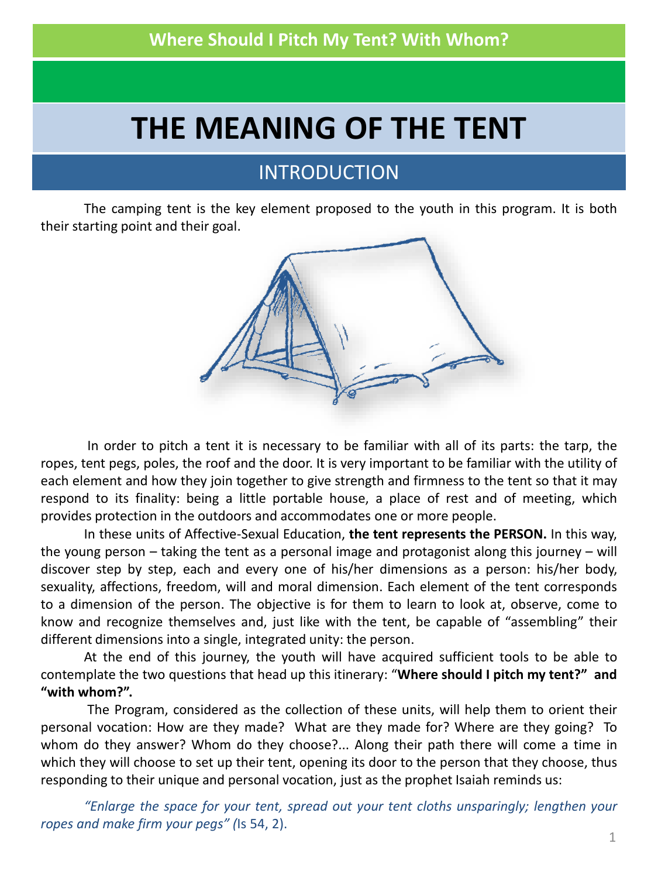Where Should I Pitch My Tent? With Whom?

# THE MEANING OF THE TENT

## INTRODUCTION

The camping tent is the key element proposed to the youth in this program. It is both their starting point and their goal.

In order to pitch a tent it is necessary to be familiar with all of its parts: the tarp, the ropes, tent pegs, poles, the roof and the door. It is very important to be familiar with the utility of each element and how they join together to give strength and firmness to the tent so that it may respond to its finality: being a little portable house, a place of rest and of meeting, which provides protection in the outdoors and accommodates one or more people.

In these units of Affective-Sexual Education, **the tent represents the PERSON.** In this way, the young person – taking the tent as a personal image and protagonist along this journey – will discover step by step, each and every one of his/her dimensions as a person: his/her body, sexuality, affections, freedom, will and moral dimension. Each element of the tent corresponds to a dimension of the person. The objective is for them to learn to look at, observe, come to know and recognize themselves and, just like with the tent, be capable of "assembling" their different dimensions into a single, integrated unity: the person.

At the end of this journey, the youth will have acquired sufficient tools to be able to contemplate the two questions that head up this itinerary: "**Where should I pitch my tent?" and "with whom?".**

The Program, considered as the collection of these units, will help them to orient their personal vocation: How are they made? What are they made for? Where are they going? To whom do they answer? Whom do they choose?... Along their path there will come a time in which they will choose to set up their tent, opening its door to the person that they choose, thus responding to their unique and personal vocation, just as the prophet Isaiah reminds us:

*"Enlarge the space for your tent, spread out your tent cloths unsparingly; lengthen your ropes and make firm your pegs" (*Is 54, 2).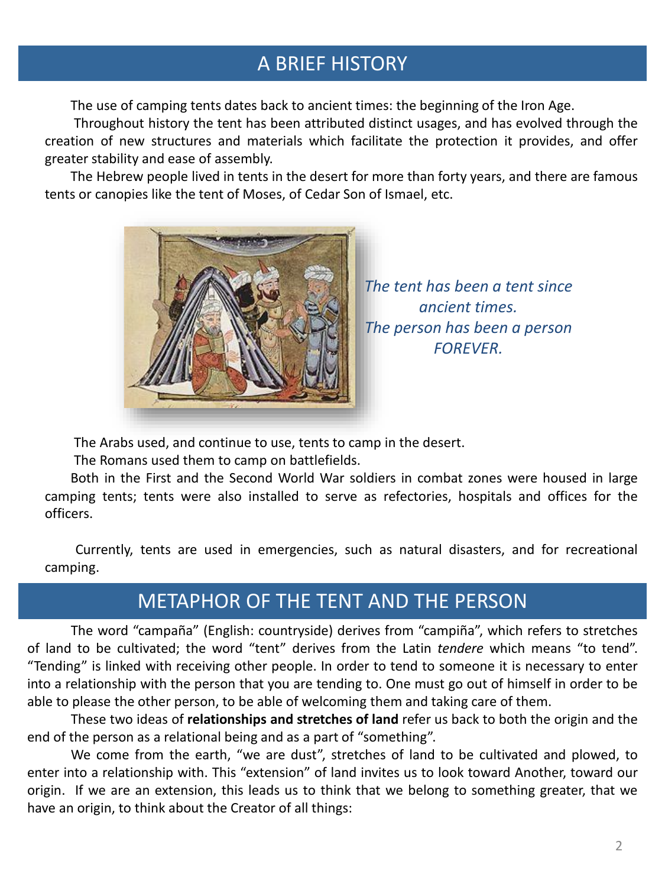## A BRIEF HISTORY

The use of camping tents dates back to ancient times: the beginning of the Iron Age.

Throughout history the tent has been attributed distinct usages, and has evolved through the creation of new structures and materials which facilitate the protection it provides, and offer greater stability and ease of assembly.

The Hebrew people lived in tents in the desert for more than forty years, and there are famous tents or canopies like the tent of Moses, of Cedar Son of Ismael, etc.

*The tent has been a tent since ancient times.*
*The person has been a person FOREVER.*

The Arabs used, and continue to use, tents to camp in the desert.

The Romans used them to camp on battlefields.

Both in the First and the Second World War soldiers in combat zones were housed in large camping tents; tents were also installed to serve as refectories, hospitals and offices for the officers.

Currently, tents are used in emergencies, such as natural disasters, and for recreational camping.

## METAPHOR OF THE TENT AND THE PERSON

The word "campaña" (English: countryside) derives from "campiña", which refers to stretches of land to be cultivated; the word "tent" derives from the Latin *tendere* which means "to tend". "Tending" is linked with receiving other people. In order to tend to someone it is necessary to enter into a relationship with the person that you are tending to. One must go out of himself in order to be able to please the other person, to be able of welcoming them and taking care of them.

These two ideas of **relationships and stretches of land** refer us back to both the origin and the end of the person as a relational being and as a part of "something".

We come from the earth, "we are dust", stretches of land to be cultivated and plowed, to enter into a relationship with. This "extension" of land invites us to look toward Another, toward our origin. If we are an extension, this leads us to think that we belong to something greater, that we have an origin, to think about the Creator of all things: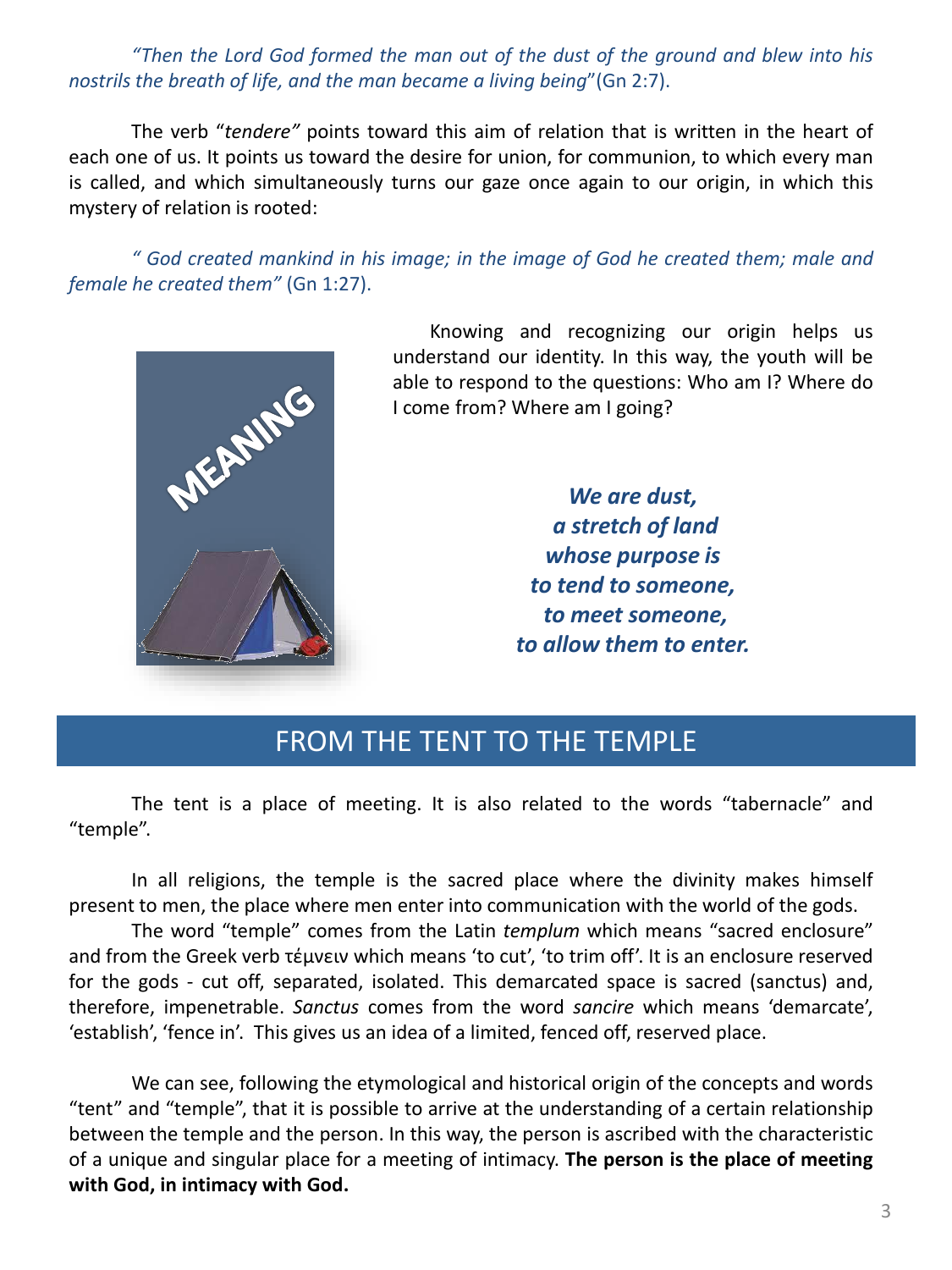*"Then the Lord God formed the man out of the dust of the ground and blew into his nostrils the breath of life, and the man became a living being"*(Gn 2:7).

The verb "*tendere"* points toward this aim of relation that is written in the heart of each one of us. It points us toward the desire for union, for communion, to which every man is called, and which simultaneously turns our gaze once again to our origin, in which this mystery of relation is rooted:

*" God created mankind in his image; in the image of God he created them; male and female he created them"* (Gn 1:27).

Knowing and recognizing our origin helps us understand our identity. In this way, the youth will be able to respond to the questions: Who am I? Where do I come from? Where am I going?

***We are dust,***
***a stretch of land***
***whose purpose is***
***to tend to someone,***
***to meet someone,***
***to allow them to enter.***

## FROM THE TENT TO THE TEMPLE

The tent is a place of meeting. It is also related to the words "tabernacle" and "temple".

In all religions, the temple is the sacred place where the divinity makes himself present to men, the place where men enter into communication with the world of the gods.

The word "temple" comes from the Latin *templum* which means "sacred enclosure" and from the Greek verb τέμνειν which means 'to cut', 'to trim off'. It is an enclosure reserved for the gods - cut off, separated, isolated. This demarcated space is sacred (sanctus) and, therefore, impenetrable. *Sanctus* comes from the word *sancire* which means 'demarcate', 'establish', 'fence in'. This gives us an idea of a limited, fenced off, reserved place.

We can see, following the etymological and historical origin of the concepts and words "tent" and "temple", that it is possible to arrive at the understanding of a certain relationship between the temple and the person. In this way, the person is ascribed with the characteristic of a unique and singular place for a meeting of intimacy. **The person is the place of meeting with God, in intimacy with God.**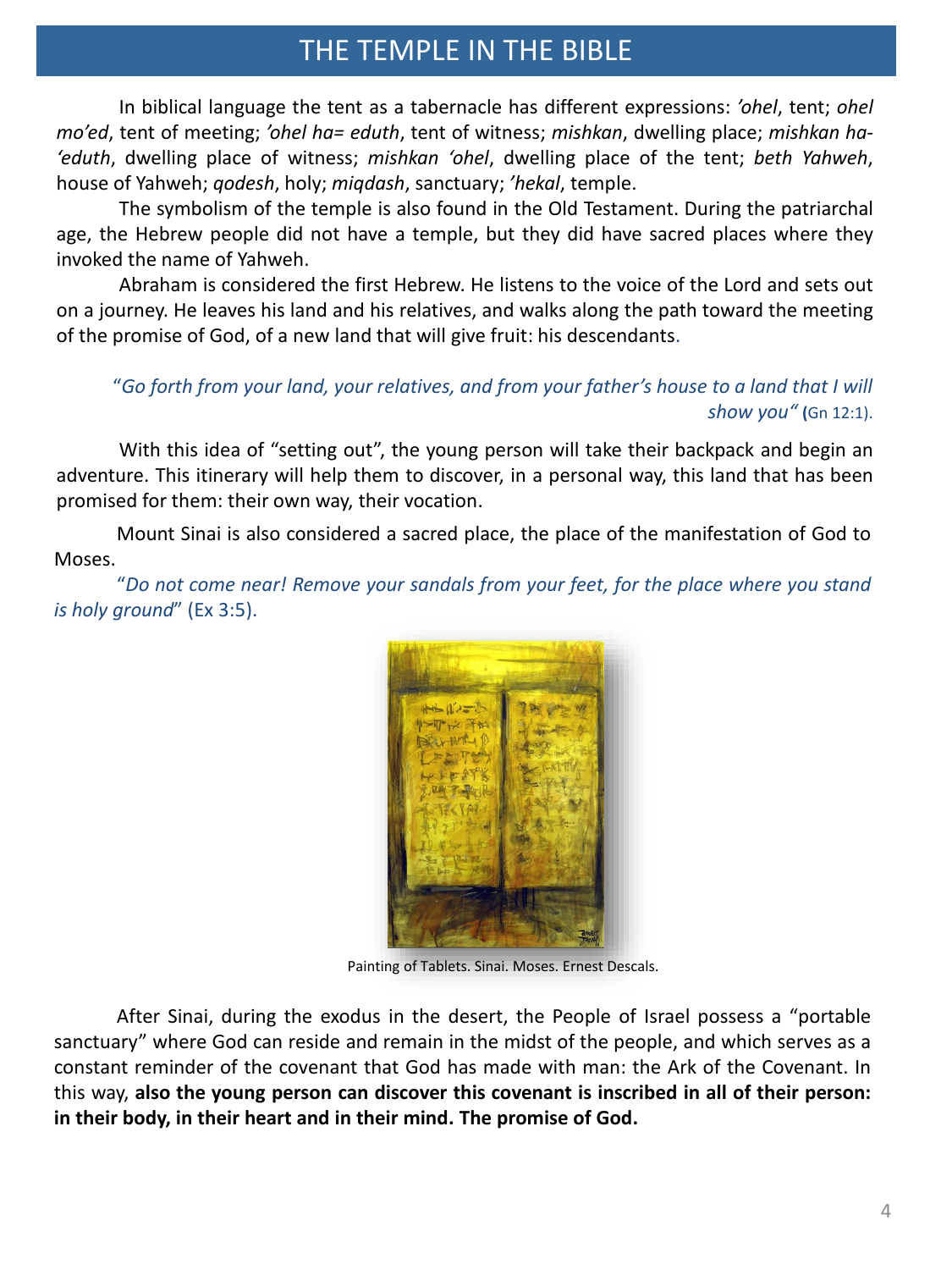# THE TEMPLE IN THE BIBLE

In biblical language the tent as a tabernacle has different expressions: *'ohel*, tent; *ohel mo'ed*, tent of meeting; *'ohel ha= eduth*, tent of witness; *mishkan*, dwelling place; *mishkan ha-'eduth*, dwelling place of witness; *mishkan 'ohel*, dwelling place of the tent; *beth Yahweh*, house of Yahweh; *qodesh*, holy; *miqdash*, sanctuary; *'hekal*, temple.

The symbolism of the temple is also found in the Old Testament. During the patriarchal age, the Hebrew people did not have a temple, but they did have sacred places where they invoked the name of Yahweh.

Abraham is considered the first Hebrew. He listens to the voice of the Lord and sets out on a journey. He leaves his land and his relatives, and walks along the path toward the meeting of the promise of God, of a new land that will give fruit: his descendants.

"*Go forth from your land, your relatives, and from your father's house to a land that I will show you"* (Gn 12:1).

With this idea of "setting out", the young person will take their backpack and begin an adventure. This itinerary will help them to discover, in a personal way, this land that has been promised for them: their own way, their vocation.

Mount Sinai is also considered a sacred place, the place of the manifestation of God to Moses.

"*Do not come near! Remove your sandals from your feet, for the place where you stand is holy ground*" (Ex 3:5).

Painting of Tablets. Sinai. Moses. Ernest Descals.

After Sinai, during the exodus in the desert, the People of Israel possess a "portable sanctuary" where God can reside and remain in the midst of the people, and which serves as a constant reminder of the covenant that God has made with man: the Ark of the Covenant. In this way, **also the young person can discover this covenant is inscribed in all of their person: in their body, in their heart and in their mind. The promise of God.**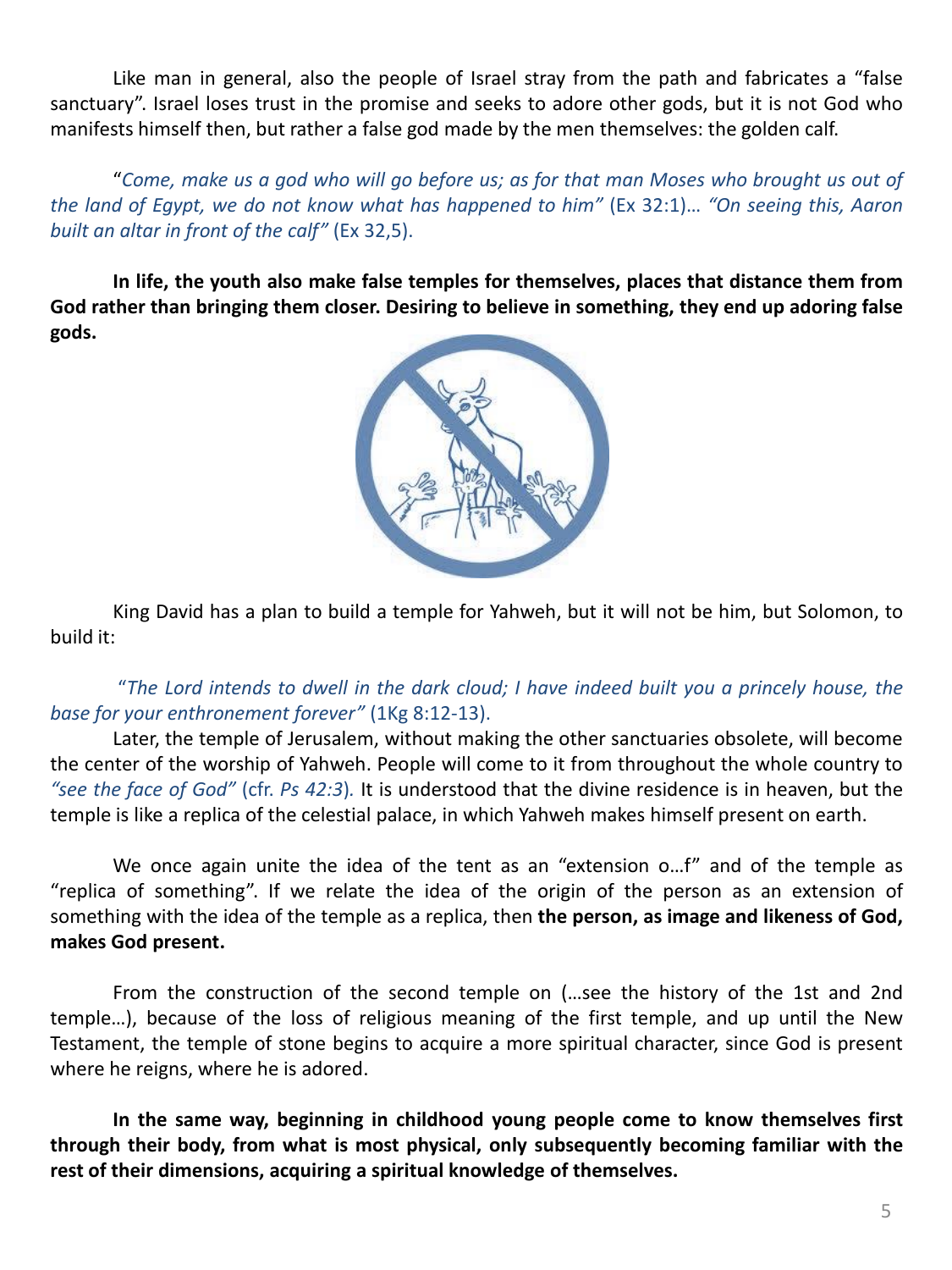Like man in general, also the people of Israel stray from the path and fabricates a "false sanctuary". Israel loses trust in the promise and seeks to adore other gods, but it is not God who manifests himself then, but rather a false god made by the men themselves: the golden calf.

"*Come, make us a god who will go before us; as for that man Moses who brought us out of the land of Egypt, we do not know what has happened to him"* (Ex 32:1)… *"On seeing this, Aaron built an altar in front of the calf"* (Ex 32,5).

**In life, the youth also make false temples for themselves, places that distance them from God rather than bringing them closer. Desiring to believe in something, they end up adoring false gods.**

King David has a plan to build a temple for Yahweh, but it will not be him, but Solomon, to build it:

"*The Lord intends to dwell in the dark cloud; I have indeed built you a princely house, the base for your enthronement forever"* (1Kg 8:12-13).

Later, the temple of Jerusalem, without making the other sanctuaries obsolete, will become the center of the worship of Yahweh. People will come to it from throughout the whole country to *"see the face of God"* (cfr. *Ps 42:3*). It is understood that the divine residence is in heaven, but the temple is like a replica of the celestial palace, in which Yahweh makes himself present on earth.

We once again unite the idea of the tent as an "extension o…f" and of the temple as "replica of something". If we relate the idea of the origin of the person as an extension of something with the idea of the temple as a replica, then **the person, as image and likeness of God, makes God present.**

From the construction of the second temple on (…see the history of the 1st and 2nd temple…), because of the loss of religious meaning of the first temple, and up until the New Testament, the temple of stone begins to acquire a more spiritual character, since God is present where he reigns, where he is adored.

**In the same way, beginning in childhood young people come to know themselves first through their body, from what is most physical, only subsequently becoming familiar with the rest of their dimensions, acquiring a spiritual knowledge of themselves.**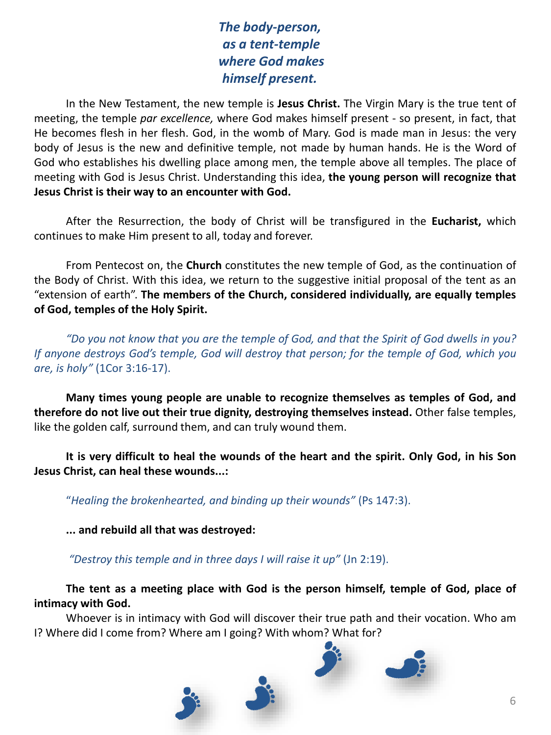### *The body-person, as a tent-temple where God makes himself present.*

In the New Testament, the new temple is **Jesus Christ.** The Virgin Mary is the true tent of meeting, the temple *par excellence,* where God makes himself present - so present, in fact, that He becomes flesh in her flesh. God, in the womb of Mary. God is made man in Jesus: the very body of Jesus is the new and definitive temple, not made by human hands. He is the Word of God who establishes his dwelling place among men, the temple above all temples. The place of meeting with God is Jesus Christ. Understanding this idea, **the young person will recognize that Jesus Christ is their way to an encounter with God.**

After the Resurrection, the body of Christ will be transfigured in the **Eucharist,** which continues to make Him present to all, today and forever.

From Pentecost on, the **Church** constitutes the new temple of God, as the continuation of the Body of Christ. With this idea, we return to the suggestive initial proposal of the tent as an "extension of earth". **The members of the Church, considered individually, are equally temples of God, temples of the Holy Spirit.**

*"Do you not know that you are the temple of God, and that the Spirit of God dwells in you? If anyone destroys God's temple, God will destroy that person; for the temple of God, which you are, is holy"* (1Cor 3:16-17).

**Many times young people are unable to recognize themselves as temples of God, and therefore do not live out their true dignity, destroying themselves instead.** Other false temples, like the golden calf, surround them, and can truly wound them.

**It is very difficult to heal the wounds of the heart and the spirit. Only God, in his Son Jesus Christ, can heal these wounds...:**

"*Healing the brokenhearted, and binding up their wounds"* (Ps 147:3).

**... and rebuild all that was destroyed:**

*"Destroy this temple and in three days I will raise it up"* (Jn 2:19).

**The tent as a meeting place with God is the person himself, temple of God, place of intimacy with God.**

Whoever is in intimacy with God will discover their true path and their vocation. Who am I? Where did I come from? Where am I going? With whom? What for?